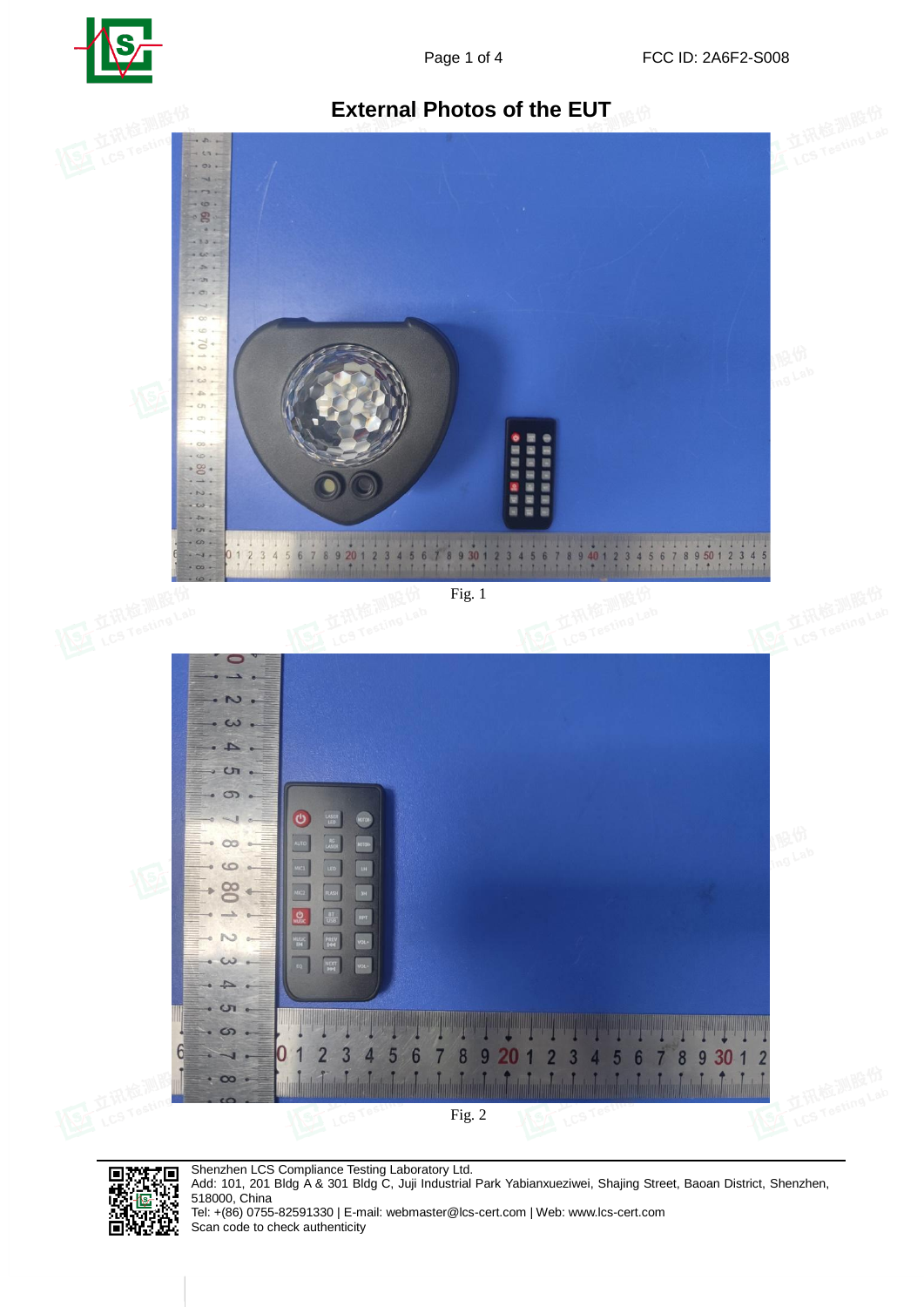# External Photos of the EUT

Fig. 1

Fig. 2

Shenzhen LCS Compliance Testing Laboratory Ltd.
Add: 101, 201 Bldg A & 301 Bldg C, Juji Industrial Park Yabianxueziwei, Shajing Street, Baoan District, Shenzhen, 518000, China
Tel: +(86) 0755-82591330 | E-mail: webmaster@lcs-cert.com | Web: www.lcs-cert.com
Scan code to check authenticity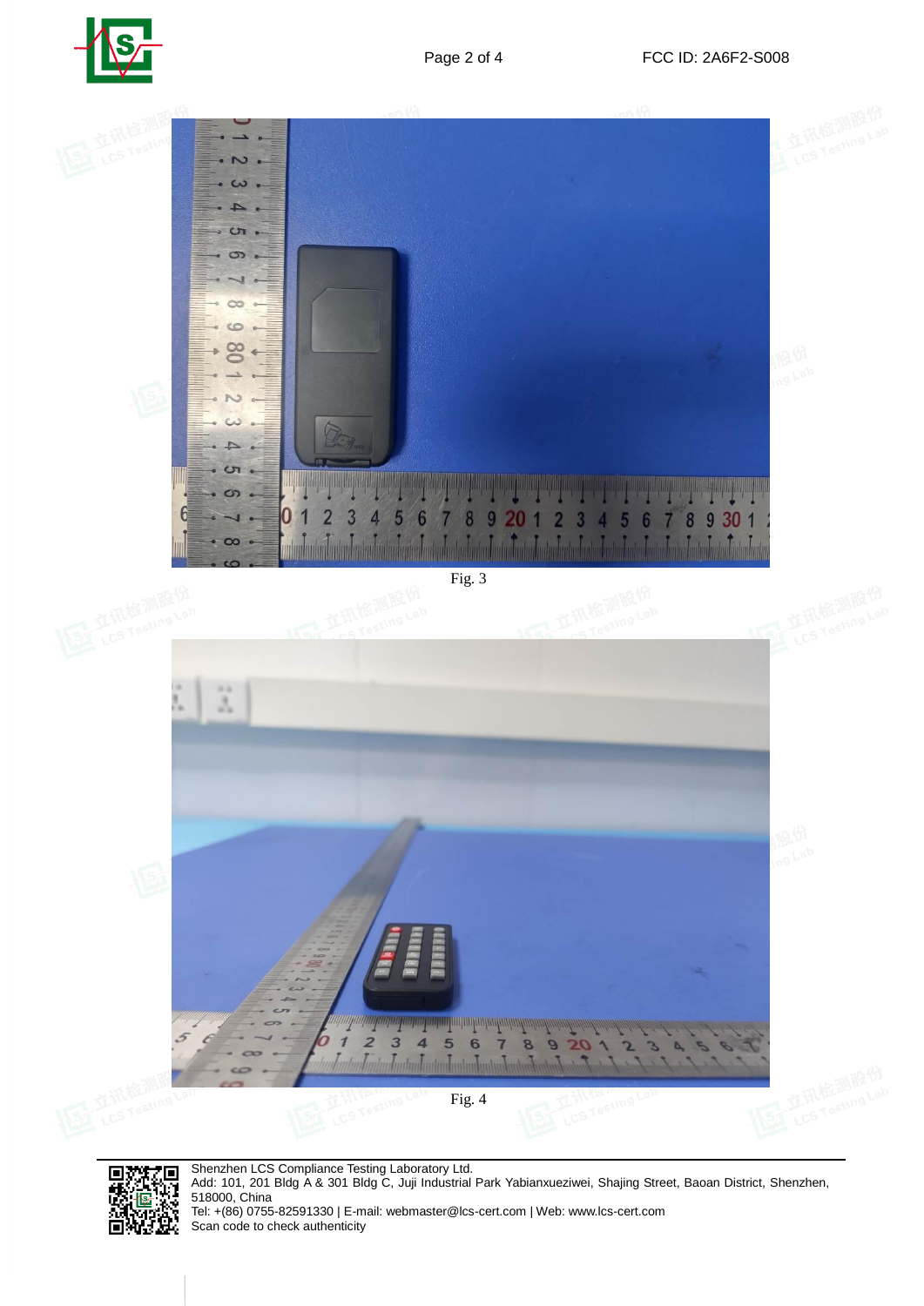Fig. 3

Fig. 4

Shenzhen LCS Compliance Testing Laboratory Ltd.
Add: 101, 201 Bldg A & 301 Bldg C, Juji Industrial Park Yabianxueziwei, Shajing Street, Baoan District, Shenzhen, 518000, China
Tel: +(86) 0755-82591330 | E-mail: webmaster@lcs-cert.com | Web: www.lcs-cert.com
Scan code to check authenticity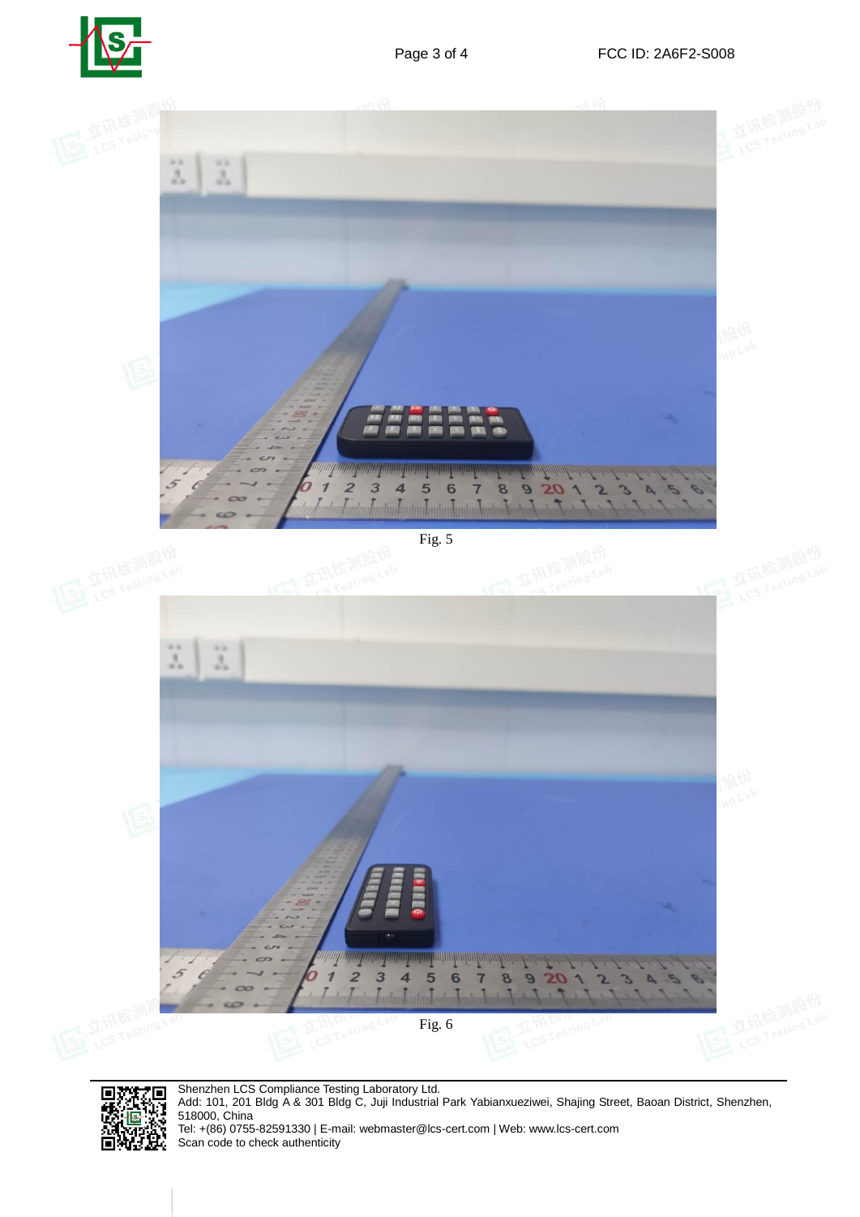Fig. 5

Fig. 6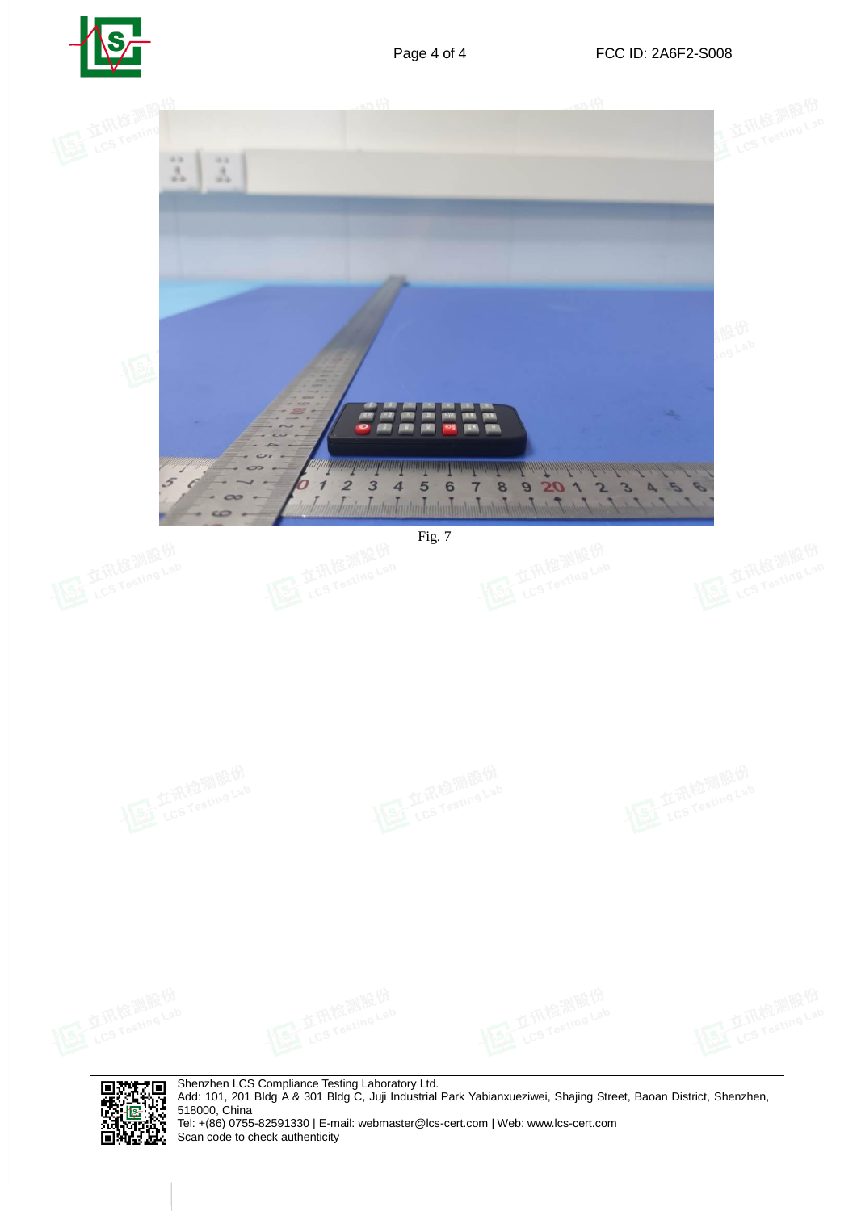Fig. 7

Shenzhen LCS Compliance Testing Laboratory Ltd.
Add: 101, 201 Bldg A & 301 Bldg C, Juji Industrial Park Yabianxueziwei, Shajing Street, Baoan District, Shenzhen, 518000, China
Tel: +(86) 0755-82591330 | E-mail: webmaster@lcs-cert.com | Web: www.lcs-cert.com
Scan code to check authenticity